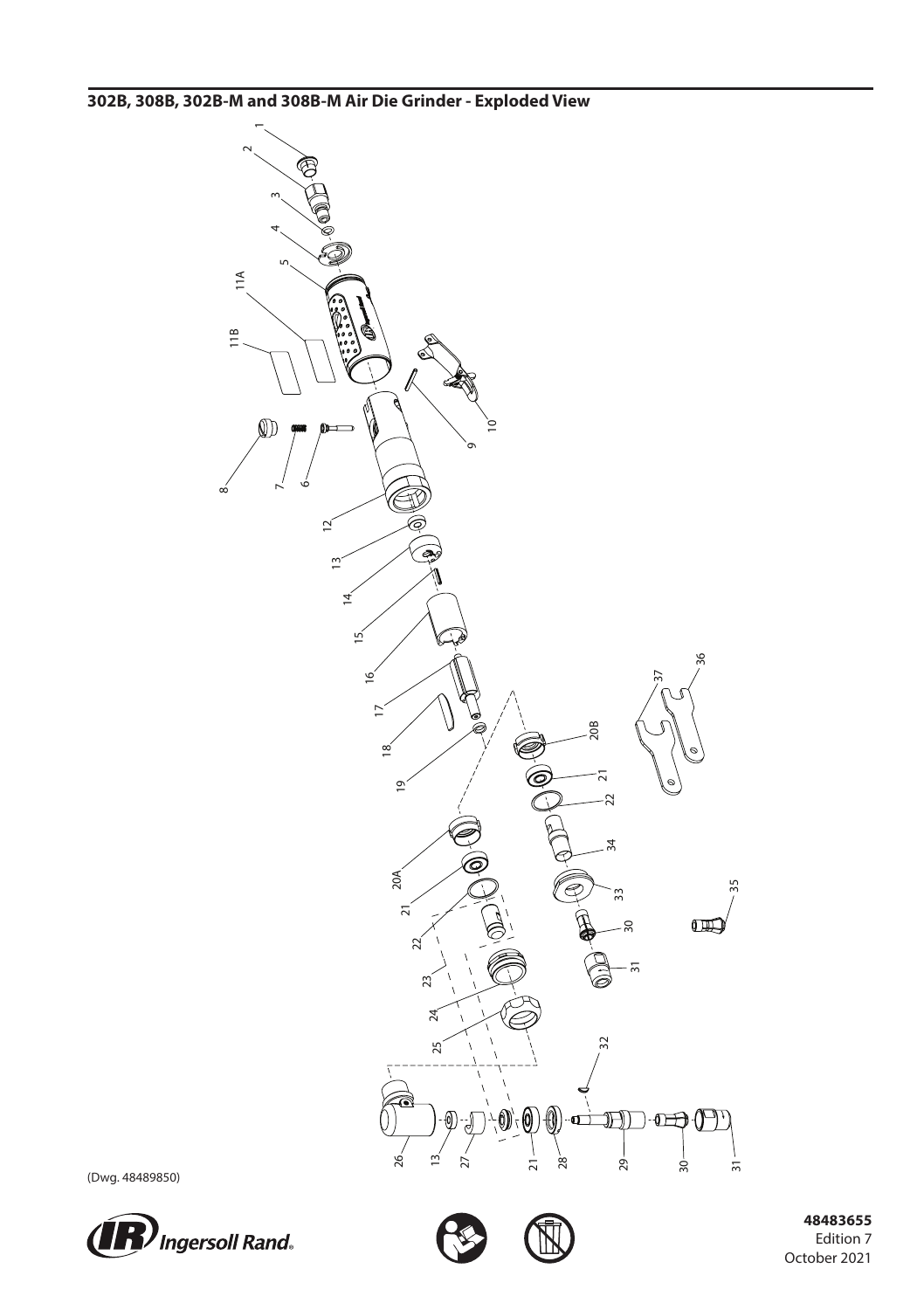## 302B, 308B, 302B-M and 308B-M Air Die Grinder - Exploded View

(Dwg. 48489850)

**48483655**
Edition 7
October 2021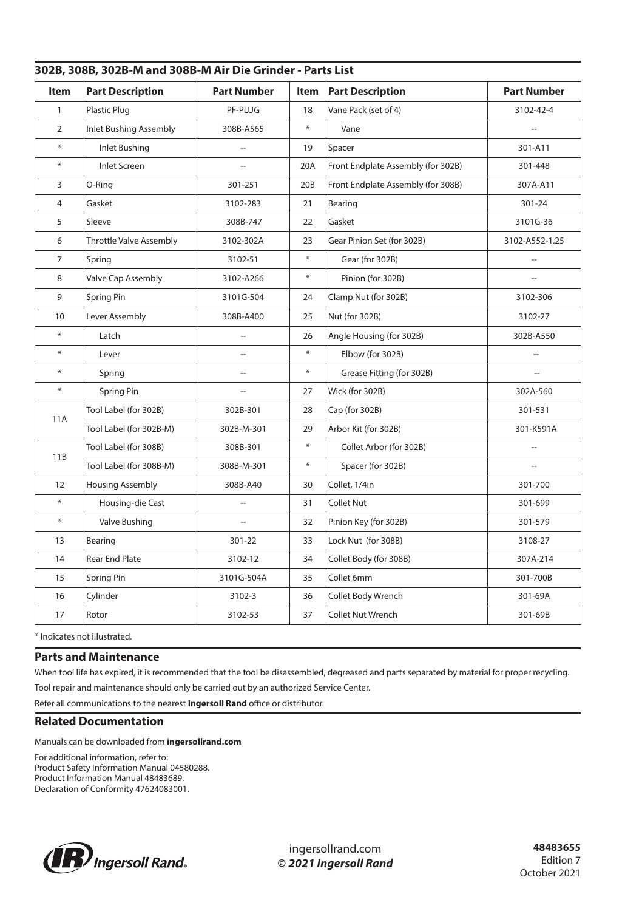## 302B, 308B, 302B-M and 308B-M Air Die Grinder - Parts List

| Item | Part Description | Part Number | Item | Part Description | Part Number |
|---|---|---|---|---|---|
| 1 | Plastic Plug | PF-PLUG | 18 | Vane Pack (set of 4) | 3102-42-4 |
| 2 | Inlet Bushing Assembly | 308B-A565 | * | Vane | -- |
| * | Inlet Bushing | -- | 19 | Spacer | 301-A11 |
| * | Inlet Screen | -- | 20A | Front Endplate Assembly (for 302B) | 301-448 |
| 3 | O-Ring | 301-251 | 20B | Front Endplate Assembly (for 308B) | 307A-A11 |
| 4 | Gasket | 3102-283 | 21 | Bearing | 301-24 |
| 5 | Sleeve | 308B-747 | 22 | Gasket | 3101G-36 |
| 6 | Throttle Valve Assembly | 3102-302A | 23 | Gear Pinion Set (for 302B) | 3102-A552-1.25 |
| 7 | Spring | 3102-51 | * | Gear (for 302B) | -- |
| 8 | Valve Cap Assembly | 3102-A266 | * | Pinion (for 302B) | -- |
| 9 | Spring Pin | 3101G-504 | 24 | Clamp Nut (for 302B) | 3102-306 |
| 10 | Lever Assembly | 308B-A400 | 25 | Nut (for 302B) | 3102-27 |
| * | Latch | -- | 26 | Angle Housing (for 302B) | 302B-A550 |
| * | Lever | -- | * | Elbow (for 302B) | -- |
| * | Spring | -- | * | Grease Fitting (for 302B) | -- |
| * | Spring Pin | -- | 27 | Wick (for 302B) | 302A-560 |
| 11A | Tool Label (for 302B) | 302B-301 | 28 | Cap (for 302B) | 301-531 |
| | Tool Label (for 302B-M) | 302B-M-301 | 29 | Arbor Kit (for 302B) | 301-K591A |
| 11B | Tool Label (for 308B) | 308B-301 | * | Collet Arbor (for 302B) | -- |
| | Tool Label (for 308B-M) | 308B-M-301 | * | Spacer (for 302B) | -- |
| 12 | Housing Assembly | 308B-A40 | 30 | Collet, 1/4in | 301-700 |
| * | Housing-die Cast | -- | 31 | Collet Nut | 301-699 |
| * | Valve Bushing | -- | 32 | Pinion Key (for 302B) | 301-579 |
| 13 | Bearing | 301-22 | 33 | Lock Nut (for 308B) | 3108-27 |
| 14 | Rear End Plate | 3102-12 | 34 | Collet Body (for 308B) | 307A-214 |
| 15 | Spring Pin | 3101G-504A | 35 | Collet 6mm | 301-700B |
| 16 | Cylinder | 3102-3 | 36 | Collet Body Wrench | 301-69A |
| 17 | Rotor | 3102-53 | 37 | Collet Nut Wrench | 301-69B |

* Indicates not illustrated.

### Parts and Maintenance

When tool life has expired, it is recommended that the tool be disassembled, degreased and parts separated by material for proper recycling.

Tool repair and maintenance should only be carried out by an authorized Service Center.

Refer all communications to the nearest **Ingersoll Rand** office or distributor.

### Related Documentation

Manuals can be downloaded from **ingersollrand.com**

For additional information, refer to:
Product Safety Information Manual 04580288.
Product Information Manual 48483689.
Declaration of Conformity 47624083001.

ingersollrand.com
***© 2021 Ingersoll Rand***

**48483655**
Edition 7
October 2021